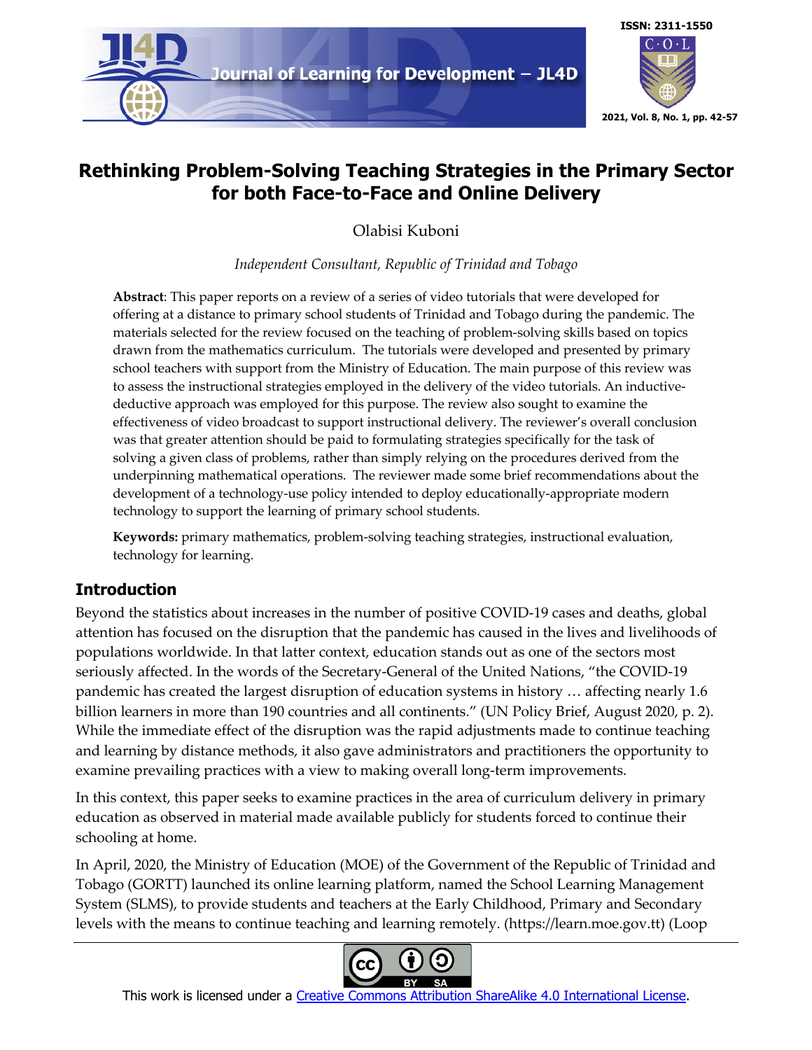# Rethinking Problem-Solving Teaching Strategies in the Primary Sector for both Face-to-Face and Online Delivery

Olabisi Kuboni

*Independent Consultant, Republic of Trinidad and Tobago*

**Abstract**: This paper reports on a review of a series of video tutorials that were developed for offering at a distance to primary school students of Trinidad and Tobago during the pandemic. The materials selected for the review focused on the teaching of problem-solving skills based on topics drawn from the mathematics curriculum. The tutorials were developed and presented by primary school teachers with support from the Ministry of Education. The main purpose of this review was to assess the instructional strategies employed in the delivery of the video tutorials. An inductive-deductive approach was employed for this purpose. The review also sought to examine the effectiveness of video broadcast to support instructional delivery. The reviewer's overall conclusion was that greater attention should be paid to formulating strategies specifically for the task of solving a given class of problems, rather than simply relying on the procedures derived from the underpinning mathematical operations. The reviewer made some brief recommendations about the development of a technology-use policy intended to deploy educationally-appropriate modern technology to support the learning of primary school students.

**Keywords:** primary mathematics, problem-solving teaching strategies, instructional evaluation, technology for learning.

## Introduction

Beyond the statistics about increases in the number of positive COVID-19 cases and deaths, global attention has focused on the disruption that the pandemic has caused in the lives and livelihoods of populations worldwide. In that latter context, education stands out as one of the sectors most seriously affected. In the words of the Secretary-General of the United Nations, "the COVID-19 pandemic has created the largest disruption of education systems in history … affecting nearly 1.6 billion learners in more than 190 countries and all continents." (UN Policy Brief, August 2020, p. 2). While the immediate effect of the disruption was the rapid adjustments made to continue teaching and learning by distance methods, it also gave administrators and practitioners the opportunity to examine prevailing practices with a view to making overall long-term improvements.

In this context, this paper seeks to examine practices in the area of curriculum delivery in primary education as observed in material made available publicly for students forced to continue their schooling at home.

In April, 2020, the Ministry of Education (MOE) of the Government of the Republic of Trinidad and Tobago (GORTT) launched its online learning platform, named the School Learning Management System (SLMS), to provide students and teachers at the Early Childhood, Primary and Secondary levels with the means to continue teaching and learning remotely. (https://learn.moe.gov.tt) (Loop

This work is licensed under a Creative Commons Attribution ShareAlike 4.0 International License.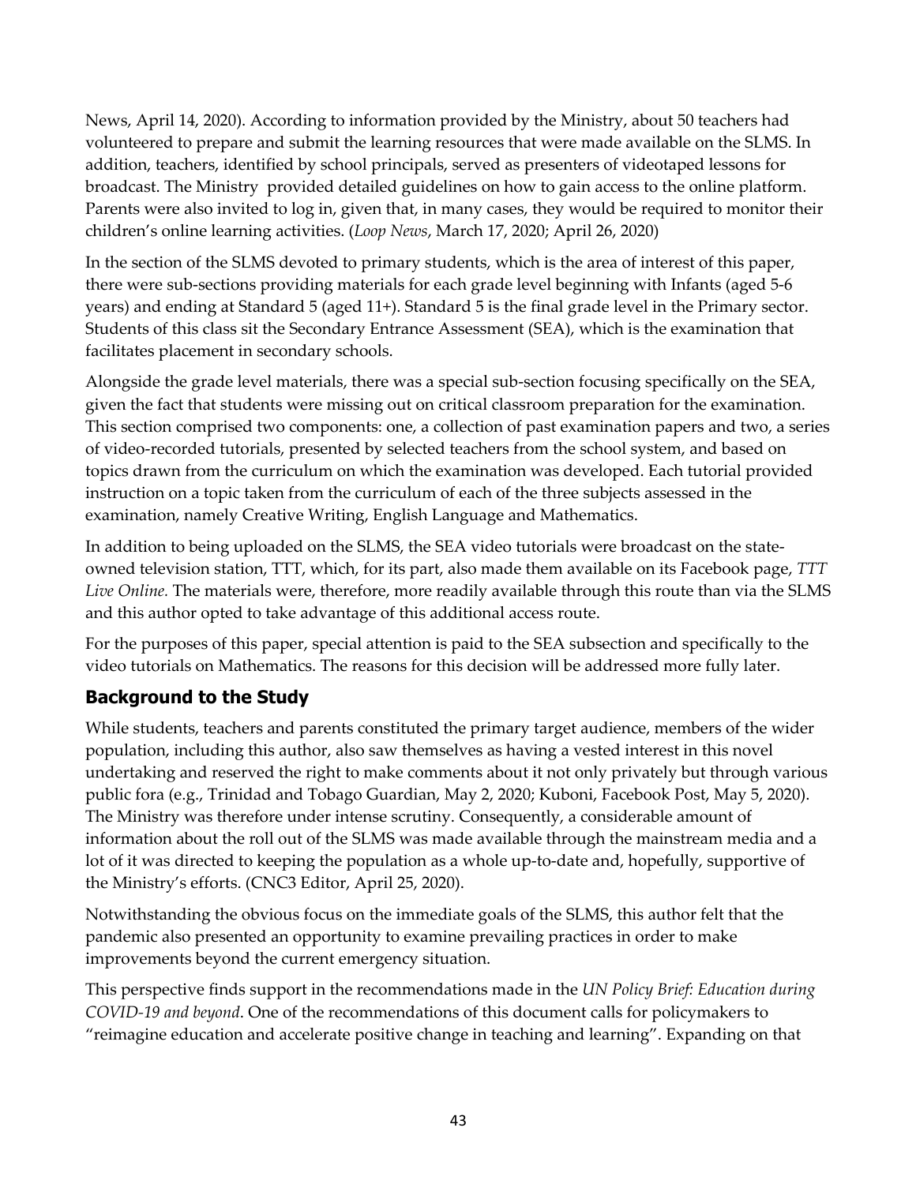News, April 14, 2020). According to information provided by the Ministry, about 50 teachers had volunteered to prepare and submit the learning resources that were made available on the SLMS. In addition, teachers, identified by school principals, served as presenters of videotaped lessons for broadcast. The Ministry provided detailed guidelines on how to gain access to the online platform. Parents were also invited to log in, given that, in many cases, they would be required to monitor their children's online learning activities. (*Loop News*, March 17, 2020; April 26, 2020)

In the section of the SLMS devoted to primary students, which is the area of interest of this paper, there were sub-sections providing materials for each grade level beginning with Infants (aged 5-6 years) and ending at Standard 5 (aged 11+). Standard 5 is the final grade level in the Primary sector. Students of this class sit the Secondary Entrance Assessment (SEA), which is the examination that facilitates placement in secondary schools.

Alongside the grade level materials, there was a special sub-section focusing specifically on the SEA, given the fact that students were missing out on critical classroom preparation for the examination. This section comprised two components: one, a collection of past examination papers and two, a series of video-recorded tutorials, presented by selected teachers from the school system, and based on topics drawn from the curriculum on which the examination was developed. Each tutorial provided instruction on a topic taken from the curriculum of each of the three subjects assessed in the examination, namely Creative Writing, English Language and Mathematics.

In addition to being uploaded on the SLMS, the SEA video tutorials were broadcast on the state-owned television station, TTT, which, for its part, also made them available on its Facebook page, *TTT Live Online.* The materials were, therefore, more readily available through this route than via the SLMS and this author opted to take advantage of this additional access route.

For the purposes of this paper, special attention is paid to the SEA subsection and specifically to the video tutorials on Mathematics. The reasons for this decision will be addressed more fully later.

## Background to the Study

While students, teachers and parents constituted the primary target audience, members of the wider population, including this author, also saw themselves as having a vested interest in this novel undertaking and reserved the right to make comments about it not only privately but through various public fora (e.g., Trinidad and Tobago Guardian, May 2, 2020; Kuboni, Facebook Post, May 5, 2020). The Ministry was therefore under intense scrutiny. Consequently, a considerable amount of information about the roll out of the SLMS was made available through the mainstream media and a lot of it was directed to keeping the population as a whole up-to-date and, hopefully, supportive of the Ministry's efforts. (CNC3 Editor, April 25, 2020).

Notwithstanding the obvious focus on the immediate goals of the SLMS, this author felt that the pandemic also presented an opportunity to examine prevailing practices in order to make improvements beyond the current emergency situation.

This perspective finds support in the recommendations made in the *UN Policy Brief: Education during COVID-19 and beyond*. One of the recommendations of this document calls for policymakers to "reimagine education and accelerate positive change in teaching and learning". Expanding on that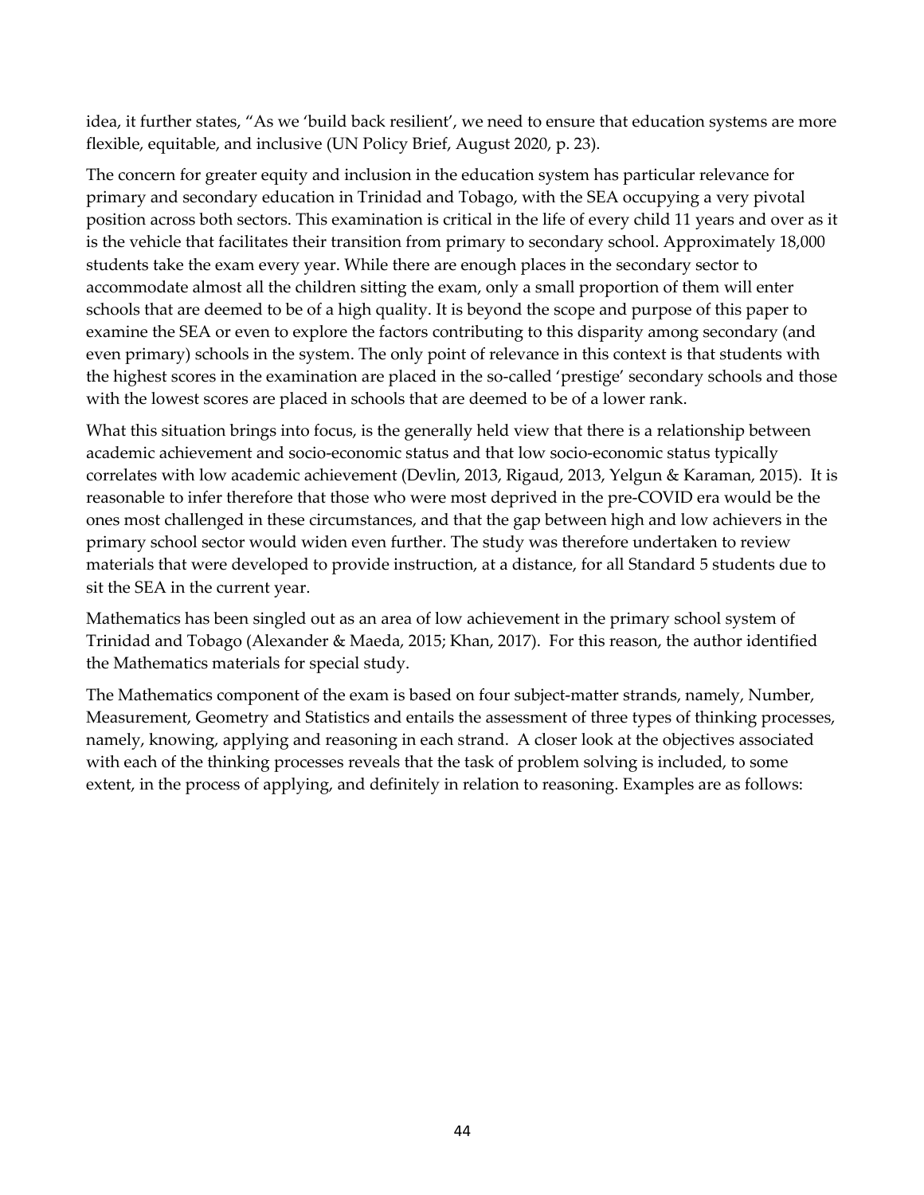idea, it further states, "As we 'build back resilient', we need to ensure that education systems are more flexible, equitable, and inclusive (UN Policy Brief, August 2020, p. 23).

The concern for greater equity and inclusion in the education system has particular relevance for primary and secondary education in Trinidad and Tobago, with the SEA occupying a very pivotal position across both sectors. This examination is critical in the life of every child 11 years and over as it is the vehicle that facilitates their transition from primary to secondary school. Approximately 18,000 students take the exam every year. While there are enough places in the secondary sector to accommodate almost all the children sitting the exam, only a small proportion of them will enter schools that are deemed to be of a high quality. It is beyond the scope and purpose of this paper to examine the SEA or even to explore the factors contributing to this disparity among secondary (and even primary) schools in the system. The only point of relevance in this context is that students with the highest scores in the examination are placed in the so-called 'prestige' secondary schools and those with the lowest scores are placed in schools that are deemed to be of a lower rank.

What this situation brings into focus, is the generally held view that there is a relationship between academic achievement and socio-economic status and that low socio-economic status typically correlates with low academic achievement (Devlin, 2013, Rigaud, 2013, Yelgun & Karaman, 2015). It is reasonable to infer therefore that those who were most deprived in the pre-COVID era would be the ones most challenged in these circumstances, and that the gap between high and low achievers in the primary school sector would widen even further. The study was therefore undertaken to review materials that were developed to provide instruction, at a distance, for all Standard 5 students due to sit the SEA in the current year.

Mathematics has been singled out as an area of low achievement in the primary school system of Trinidad and Tobago (Alexander & Maeda, 2015; Khan, 2017). For this reason, the author identified the Mathematics materials for special study.

The Mathematics component of the exam is based on four subject-matter strands, namely, Number, Measurement, Geometry and Statistics and entails the assessment of three types of thinking processes, namely, knowing, applying and reasoning in each strand. A closer look at the objectives associated with each of the thinking processes reveals that the task of problem solving is included, to some extent, in the process of applying, and definitely in relation to reasoning. Examples are as follows: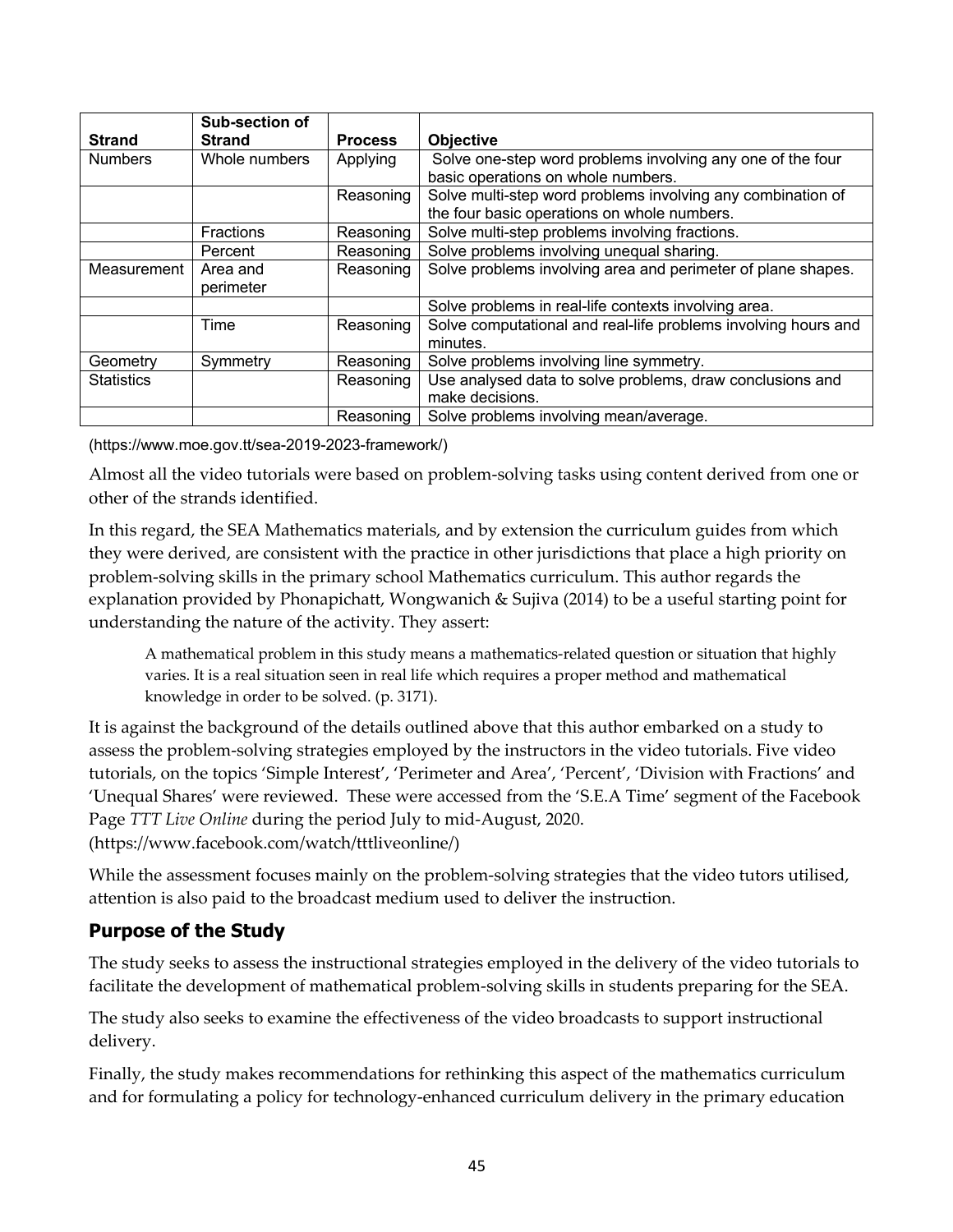| Strand | Sub-section of Strand | Process | Objective |
|---|---|---|---|
| Numbers | Whole numbers | Applying | Solve one-step word problems involving any one of the four basic operations on whole numbers. |
| | | Reasoning | Solve multi-step word problems involving any combination of the four basic operations on whole numbers. |
| | Fractions | Reasoning | Solve multi-step problems involving fractions. |
| | Percent | Reasoning | Solve problems involving unequal sharing. |
| Measurement | Area and perimeter | Reasoning | Solve problems involving area and perimeter of plane shapes. |
| | | | Solve problems in real-life contexts involving area. |
| | Time | Reasoning | Solve computational and real-life problems involving hours and minutes. |
| Geometry | Symmetry | Reasoning | Solve problems involving line symmetry. |
| Statistics | | Reasoning | Use analysed data to solve problems, draw conclusions and make decisions. |
| | | Reasoning | Solve problems involving mean/average. |

(https://www.moe.gov.tt/sea-2019-2023-framework/)

Almost all the video tutorials were based on problem-solving tasks using content derived from one or other of the strands identified.

In this regard, the SEA Mathematics materials, and by extension the curriculum guides from which they were derived, are consistent with the practice in other jurisdictions that place a high priority on problem-solving skills in the primary school Mathematics curriculum. This author regards the explanation provided by Phonapichatt, Wongwanich & Sujiva (2014) to be a useful starting point for understanding the nature of the activity. They assert:

> A mathematical problem in this study means a mathematics-related question or situation that highly varies. It is a real situation seen in real life which requires a proper method and mathematical knowledge in order to be solved. (p. 3171).

It is against the background of the details outlined above that this author embarked on a study to assess the problem-solving strategies employed by the instructors in the video tutorials. Five video tutorials, on the topics 'Simple Interest', 'Perimeter and Area', 'Percent', 'Division with Fractions' and 'Unequal Shares' were reviewed. These were accessed from the 'S.E.A Time' segment of the Facebook Page *TTT Live Online* during the period July to mid-August, 2020. (https://www.facebook.com/watch/tttliveonline/)

While the assessment focuses mainly on the problem-solving strategies that the video tutors utilised, attention is also paid to the broadcast medium used to deliver the instruction.

## Purpose of the Study

The study seeks to assess the instructional strategies employed in the delivery of the video tutorials to facilitate the development of mathematical problem-solving skills in students preparing for the SEA.

The study also seeks to examine the effectiveness of the video broadcasts to support instructional delivery.

Finally, the study makes recommendations for rethinking this aspect of the mathematics curriculum and for formulating a policy for technology-enhanced curriculum delivery in the primary education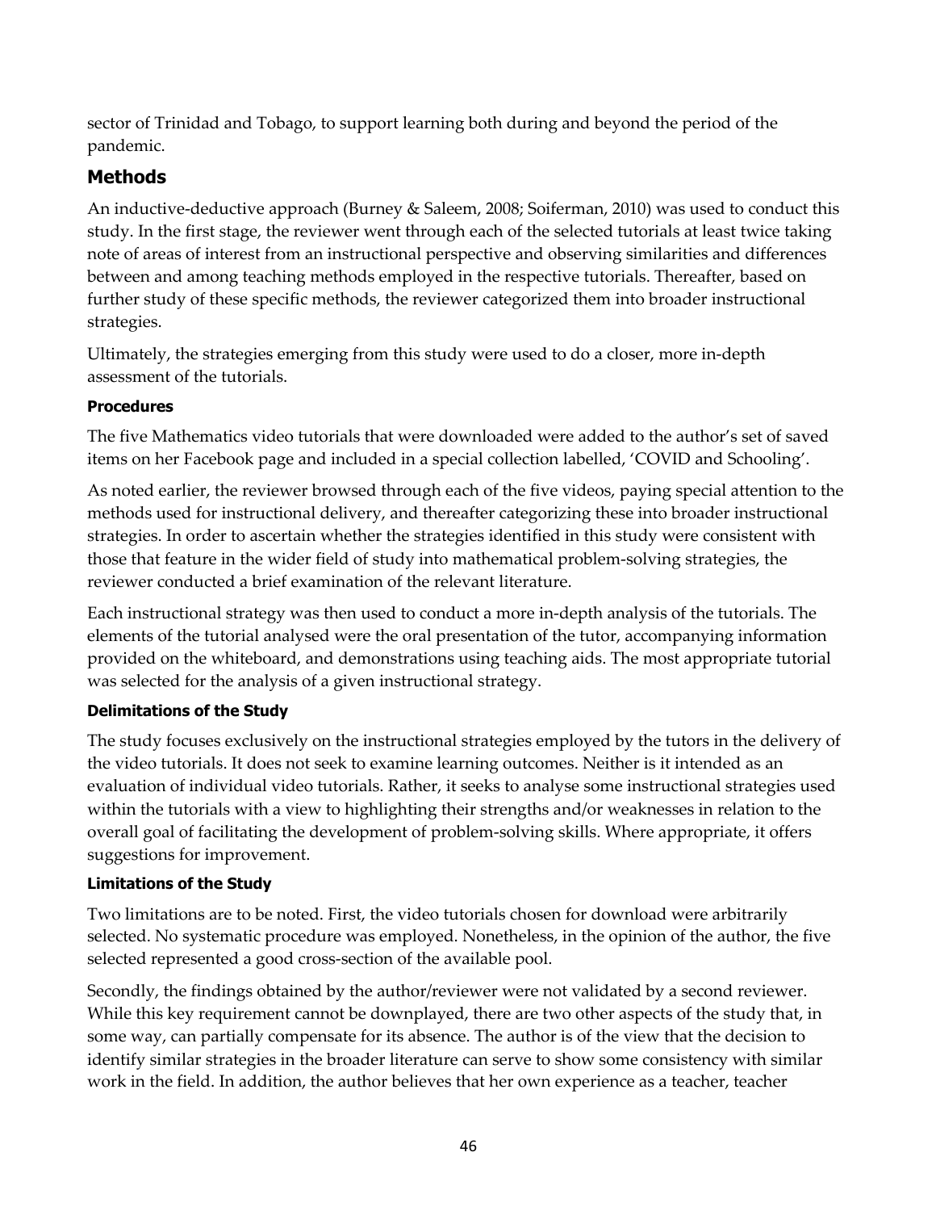sector of Trinidad and Tobago, to support learning both during and beyond the period of the pandemic.

## Methods

An inductive-deductive approach (Burney & Saleem, 2008; Soiferman, 2010) was used to conduct this study. In the first stage, the reviewer went through each of the selected tutorials at least twice taking note of areas of interest from an instructional perspective and observing similarities and differences between and among teaching methods employed in the respective tutorials. Thereafter, based on further study of these specific methods, the reviewer categorized them into broader instructional strategies.

Ultimately, the strategies emerging from this study were used to do a closer, more in-depth assessment of the tutorials.

### Procedures

The five Mathematics video tutorials that were downloaded were added to the author's set of saved items on her Facebook page and included in a special collection labelled, 'COVID and Schooling'.

As noted earlier, the reviewer browsed through each of the five videos, paying special attention to the methods used for instructional delivery, and thereafter categorizing these into broader instructional strategies. In order to ascertain whether the strategies identified in this study were consistent with those that feature in the wider field of study into mathematical problem-solving strategies, the reviewer conducted a brief examination of the relevant literature.

Each instructional strategy was then used to conduct a more in-depth analysis of the tutorials. The elements of the tutorial analysed were the oral presentation of the tutor, accompanying information provided on the whiteboard, and demonstrations using teaching aids. The most appropriate tutorial was selected for the analysis of a given instructional strategy.

### Delimitations of the Study

The study focuses exclusively on the instructional strategies employed by the tutors in the delivery of the video tutorials. It does not seek to examine learning outcomes. Neither is it intended as an evaluation of individual video tutorials. Rather, it seeks to analyse some instructional strategies used within the tutorials with a view to highlighting their strengths and/or weaknesses in relation to the overall goal of facilitating the development of problem-solving skills. Where appropriate, it offers suggestions for improvement.

### Limitations of the Study

Two limitations are to be noted. First, the video tutorials chosen for download were arbitrarily selected. No systematic procedure was employed. Nonetheless, in the opinion of the author, the five selected represented a good cross-section of the available pool.

Secondly, the findings obtained by the author/reviewer were not validated by a second reviewer. While this key requirement cannot be downplayed, there are two other aspects of the study that, in some way, can partially compensate for its absence. The author is of the view that the decision to identify similar strategies in the broader literature can serve to show some consistency with similar work in the field. In addition, the author believes that her own experience as a teacher, teacher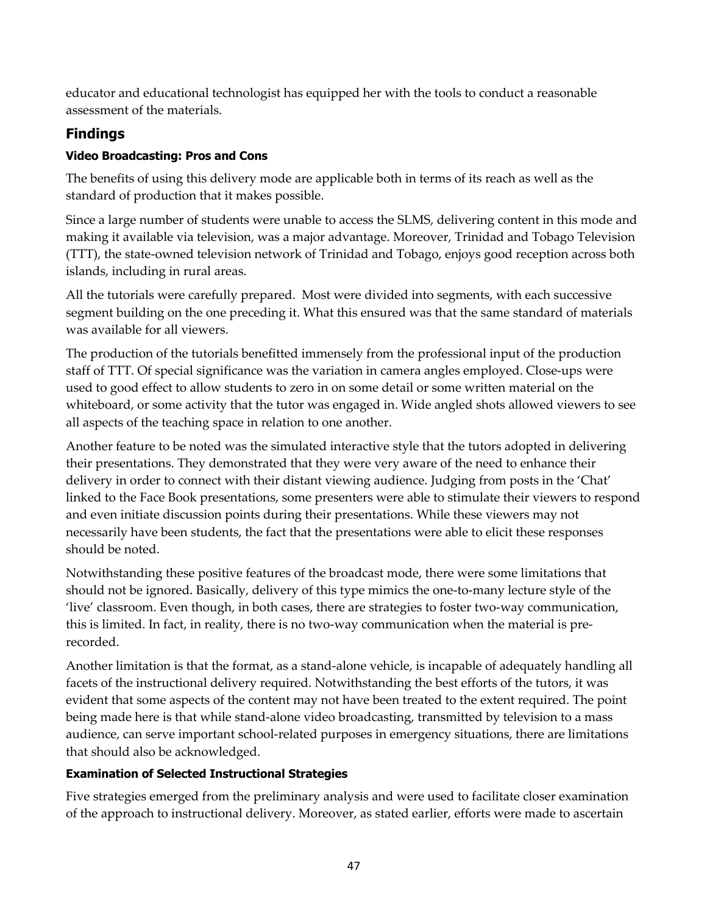educator and educational technologist has equipped her with the tools to conduct a reasonable assessment of the materials.

## Findings

### Video Broadcasting: Pros and Cons

The benefits of using this delivery mode are applicable both in terms of its reach as well as the standard of production that it makes possible.

Since a large number of students were unable to access the SLMS, delivering content in this mode and making it available via television, was a major advantage. Moreover, Trinidad and Tobago Television (TTT), the state-owned television network of Trinidad and Tobago, enjoys good reception across both islands, including in rural areas.

All the tutorials were carefully prepared. Most were divided into segments, with each successive segment building on the one preceding it. What this ensured was that the same standard of materials was available for all viewers.

The production of the tutorials benefitted immensely from the professional input of the production staff of TTT. Of special significance was the variation in camera angles employed. Close-ups were used to good effect to allow students to zero in on some detail or some written material on the whiteboard, or some activity that the tutor was engaged in. Wide angled shots allowed viewers to see all aspects of the teaching space in relation to one another.

Another feature to be noted was the simulated interactive style that the tutors adopted in delivering their presentations. They demonstrated that they were very aware of the need to enhance their delivery in order to connect with their distant viewing audience. Judging from posts in the 'Chat' linked to the Face Book presentations, some presenters were able to stimulate their viewers to respond and even initiate discussion points during their presentations. While these viewers may not necessarily have been students, the fact that the presentations were able to elicit these responses should be noted.

Notwithstanding these positive features of the broadcast mode, there were some limitations that should not be ignored. Basically, delivery of this type mimics the one-to-many lecture style of the 'live' classroom. Even though, in both cases, there are strategies to foster two-way communication, this is limited. In fact, in reality, there is no two-way communication when the material is pre-recorded.

Another limitation is that the format, as a stand-alone vehicle, is incapable of adequately handling all facets of the instructional delivery required. Notwithstanding the best efforts of the tutors, it was evident that some aspects of the content may not have been treated to the extent required. The point being made here is that while stand-alone video broadcasting, transmitted by television to a mass audience, can serve important school-related purposes in emergency situations, there are limitations that should also be acknowledged.

### Examination of Selected Instructional Strategies

Five strategies emerged from the preliminary analysis and were used to facilitate closer examination of the approach to instructional delivery. Moreover, as stated earlier, efforts were made to ascertain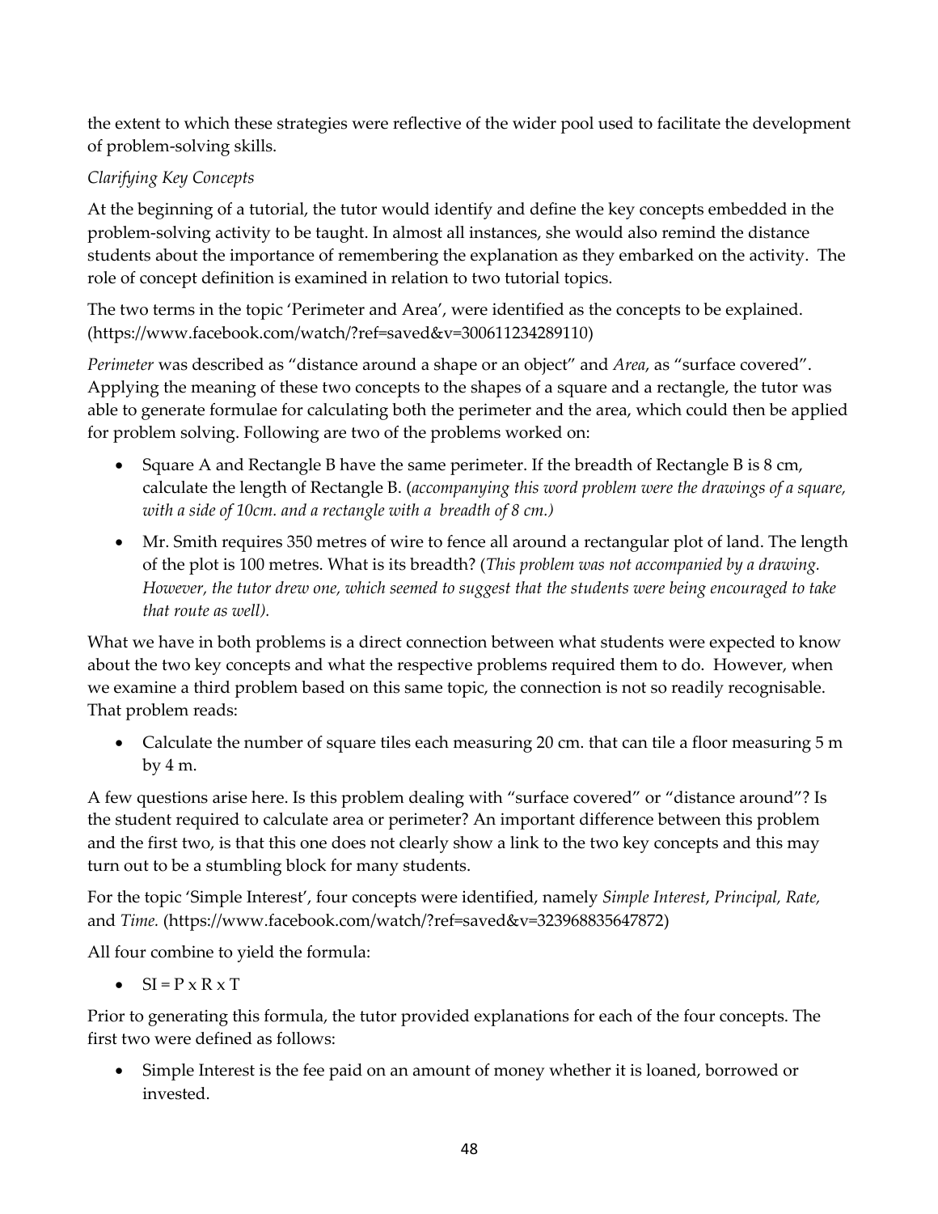the extent to which these strategies were reflective of the wider pool used to facilitate the development of problem-solving skills.

*Clarifying Key Concepts*

At the beginning of a tutorial, the tutor would identify and define the key concepts embedded in the problem-solving activity to be taught. In almost all instances, she would also remind the distance students about the importance of remembering the explanation as they embarked on the activity. The role of concept definition is examined in relation to two tutorial topics.

The two terms in the topic 'Perimeter and Area', were identified as the concepts to be explained. (https://www.facebook.com/watch/?ref=saved&v=300611234289110)

*Perimeter* was described as "distance around a shape or an object" and *Area*, as "surface covered". Applying the meaning of these two concepts to the shapes of a square and a rectangle, the tutor was able to generate formulae for calculating both the perimeter and the area, which could then be applied for problem solving. Following are two of the problems worked on:

- Square A and Rectangle B have the same perimeter. If the breadth of Rectangle B is 8 cm, calculate the length of Rectangle B. (*accompanying this word problem were the drawings of a square, with a side of 10cm. and a rectangle with a breadth of 8 cm.)*
- Mr. Smith requires 350 metres of wire to fence all around a rectangular plot of land. The length of the plot is 100 metres. What is its breadth? (*This problem was not accompanied by a drawing. However, the tutor drew one, which seemed to suggest that the students were being encouraged to take that route as well).*

What we have in both problems is a direct connection between what students were expected to know about the two key concepts and what the respective problems required them to do. However, when we examine a third problem based on this same topic, the connection is not so readily recognisable. That problem reads:

- Calculate the number of square tiles each measuring 20 cm. that can tile a floor measuring 5 m by 4 m.

A few questions arise here. Is this problem dealing with "surface covered" or "distance around"? Is the student required to calculate area or perimeter? An important difference between this problem and the first two, is that this one does not clearly show a link to the two key concepts and this may turn out to be a stumbling block for many students.

For the topic 'Simple Interest', four concepts were identified, namely *Simple Interest*, *Principal, Rate,* and *Time.* (https://www.facebook.com/watch/?ref=saved&v=323968835647872)

All four combine to yield the formula:

- $SI = P \times R \times T$

Prior to generating this formula, the tutor provided explanations for each of the four concepts. The first two were defined as follows:

- Simple Interest is the fee paid on an amount of money whether it is loaned, borrowed or invested.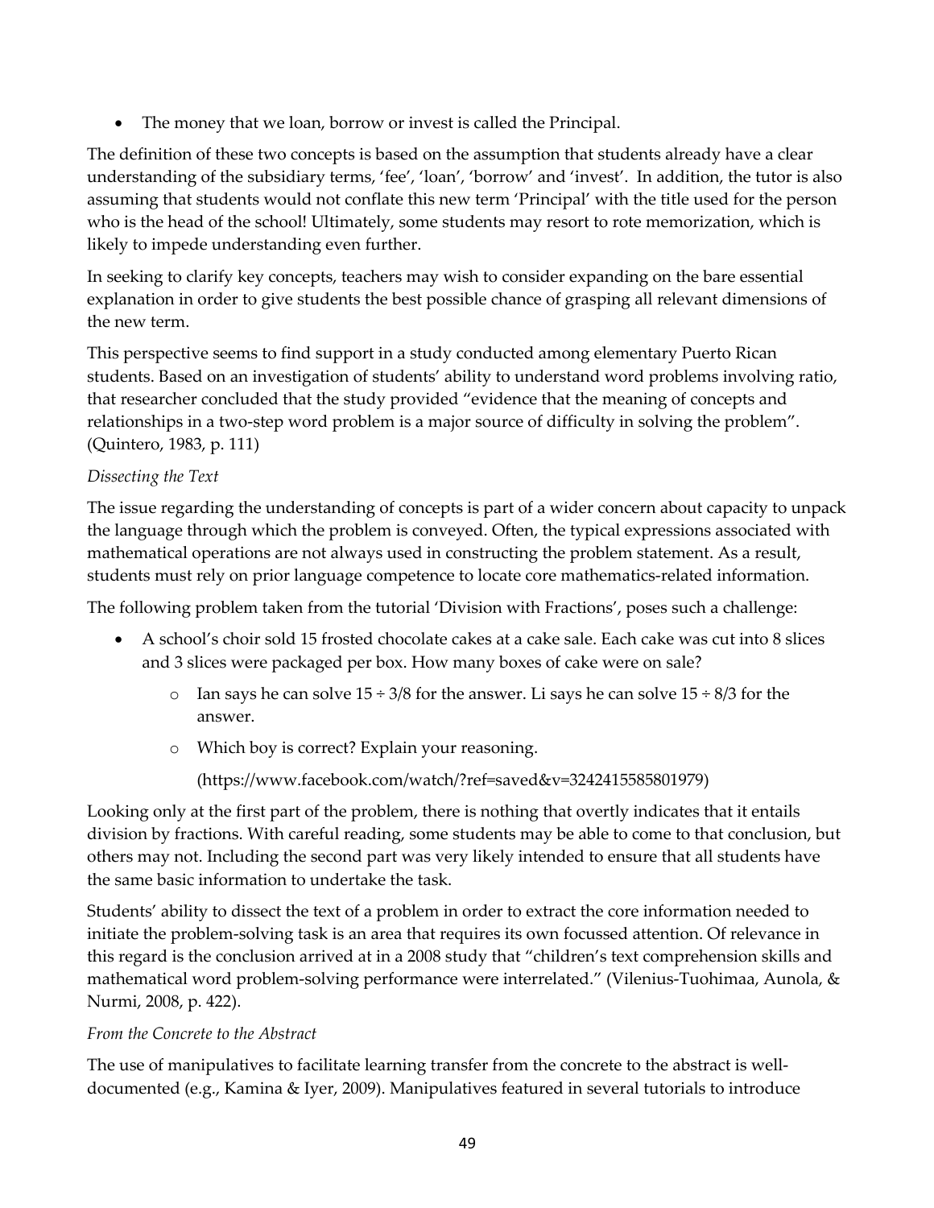- The money that we loan, borrow or invest is called the Principal.

The definition of these two concepts is based on the assumption that students already have a clear understanding of the subsidiary terms, 'fee', 'loan', 'borrow' and 'invest'. In addition, the tutor is also assuming that students would not conflate this new term 'Principal' with the title used for the person who is the head of the school! Ultimately, some students may resort to rote memorization, which is likely to impede understanding even further.

In seeking to clarify key concepts, teachers may wish to consider expanding on the bare essential explanation in order to give students the best possible chance of grasping all relevant dimensions of the new term.

This perspective seems to find support in a study conducted among elementary Puerto Rican students. Based on an investigation of students' ability to understand word problems involving ratio, that researcher concluded that the study provided "evidence that the meaning of concepts and relationships in a two-step word problem is a major source of difficulty in solving the problem". (Quintero, 1983, p. 111)

*Dissecting the Text*

The issue regarding the understanding of concepts is part of a wider concern about capacity to unpack the language through which the problem is conveyed. Often, the typical expressions associated with mathematical operations are not always used in constructing the problem statement. As a result, students must rely on prior language competence to locate core mathematics-related information.

The following problem taken from the tutorial 'Division with Fractions', poses such a challenge:

- A school's choir sold 15 frosted chocolate cakes at a cake sale. Each cake was cut into 8 slices and 3 slices were packaged per box. How many boxes of cake were on sale?
    - Ian says he can solve $15 \div 3/8$ for the answer. Li says he can solve $15 \div 8/3$ for the answer.
    - Which boy is correct? Explain your reasoning.

      (https://www.facebook.com/watch/?ref=saved&v=3242415585801979)

Looking only at the first part of the problem, there is nothing that overtly indicates that it entails division by fractions. With careful reading, some students may be able to come to that conclusion, but others may not. Including the second part was very likely intended to ensure that all students have the same basic information to undertake the task.

Students' ability to dissect the text of a problem in order to extract the core information needed to initiate the problem-solving task is an area that requires its own focussed attention. Of relevance in this regard is the conclusion arrived at in a 2008 study that "children's text comprehension skills and mathematical word problem-solving performance were interrelated." (Vilenius-Tuohimaa, Aunola, & Nurmi, 2008, p. 422).

*From the Concrete to the Abstract*

The use of manipulatives to facilitate learning transfer from the concrete to the abstract is well-documented (e.g., Kamina & Iyer, 2009). Manipulatives featured in several tutorials to introduce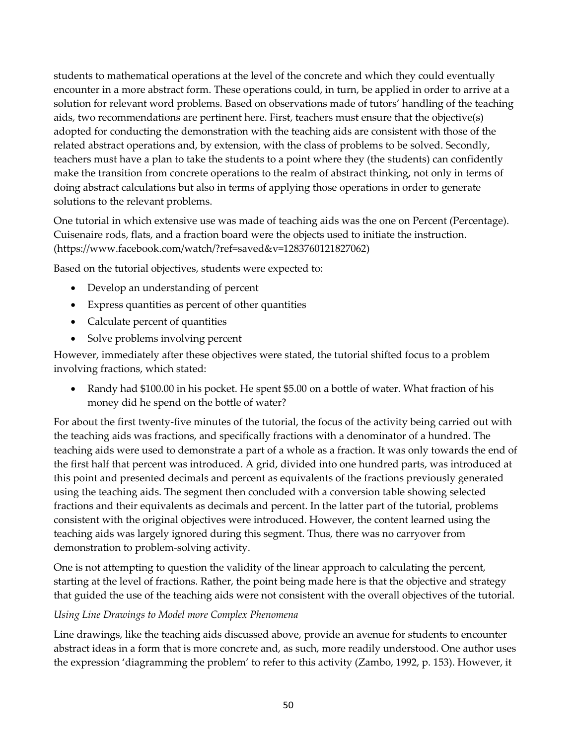students to mathematical operations at the level of the concrete and which they could eventually encounter in a more abstract form. These operations could, in turn, be applied in order to arrive at a solution for relevant word problems. Based on observations made of tutors' handling of the teaching aids, two recommendations are pertinent here. First, teachers must ensure that the objective(s) adopted for conducting the demonstration with the teaching aids are consistent with those of the related abstract operations and, by extension, with the class of problems to be solved. Secondly, teachers must have a plan to take the students to a point where they (the students) can confidently make the transition from concrete operations to the realm of abstract thinking, not only in terms of doing abstract calculations but also in terms of applying those operations in order to generate solutions to the relevant problems.

One tutorial in which extensive use was made of teaching aids was the one on Percent (Percentage). Cuisenaire rods, flats, and a fraction board were the objects used to initiate the instruction. (https://www.facebook.com/watch/?ref=saved&v=1283760121827062)

Based on the tutorial objectives, students were expected to:

- Develop an understanding of percent
- Express quantities as percent of other quantities
- Calculate percent of quantities
- Solve problems involving percent

However, immediately after these objectives were stated, the tutorial shifted focus to a problem involving fractions, which stated:

- Randy had $100.00 in his pocket. He spent $5.00 on a bottle of water. What fraction of his money did he spend on the bottle of water?

For about the first twenty-five minutes of the tutorial, the focus of the activity being carried out with the teaching aids was fractions, and specifically fractions with a denominator of a hundred. The teaching aids were used to demonstrate a part of a whole as a fraction. It was only towards the end of the first half that percent was introduced. A grid, divided into one hundred parts, was introduced at this point and presented decimals and percent as equivalents of the fractions previously generated using the teaching aids. The segment then concluded with a conversion table showing selected fractions and their equivalents as decimals and percent. In the latter part of the tutorial, problems consistent with the original objectives were introduced. However, the content learned using the teaching aids was largely ignored during this segment. Thus, there was no carryover from demonstration to problem-solving activity.

One is not attempting to question the validity of the linear approach to calculating the percent, starting at the level of fractions. Rather, the point being made here is that the objective and strategy that guided the use of the teaching aids were not consistent with the overall objectives of the tutorial.

*Using Line Drawings to Model more Complex Phenomena*

Line drawings, like the teaching aids discussed above, provide an avenue for students to encounter abstract ideas in a form that is more concrete and, as such, more readily understood. One author uses the expression 'diagramming the problem' to refer to this activity (Zambo, 1992, p. 153). However, it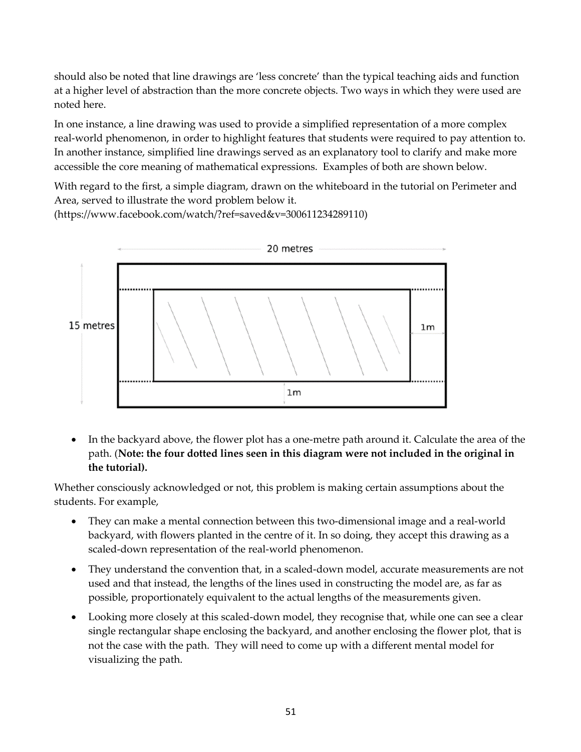should also be noted that line drawings are 'less concrete' than the typical teaching aids and function at a higher level of abstraction than the more concrete objects. Two ways in which they were used are noted here.

In one instance, a line drawing was used to provide a simplified representation of a more complex real-world phenomenon, in order to highlight features that students were required to pay attention to. In another instance, simplified line drawings served as an explanatory tool to clarify and make more accessible the core meaning of mathematical expressions. Examples of both are shown below.

With regard to the first, a simple diagram, drawn on the whiteboard in the tutorial on Perimeter and Area, served to illustrate the word problem below it. (https://www.facebook.com/watch/?ref=saved&v=300611234289110)

- In the backyard above, the flower plot has a one-metre path around it. Calculate the area of the path. (**Note: the four dotted lines seen in this diagram were not included in the original in the tutorial).**

Whether consciously acknowledged or not, this problem is making certain assumptions about the students. For example,

- They can make a mental connection between this two-dimensional image and a real-world backyard, with flowers planted in the centre of it. In so doing, they accept this drawing as a scaled-down representation of the real-world phenomenon.
- They understand the convention that, in a scaled-down model, accurate measurements are not used and that instead, the lengths of the lines used in constructing the model are, as far as possible, proportionately equivalent to the actual lengths of the measurements given.
- Looking more closely at this scaled-down model, they recognise that, while one can see a clear single rectangular shape enclosing the backyard, and another enclosing the flower plot, that is not the case with the path. They will need to come up with a different mental model for visualizing the path.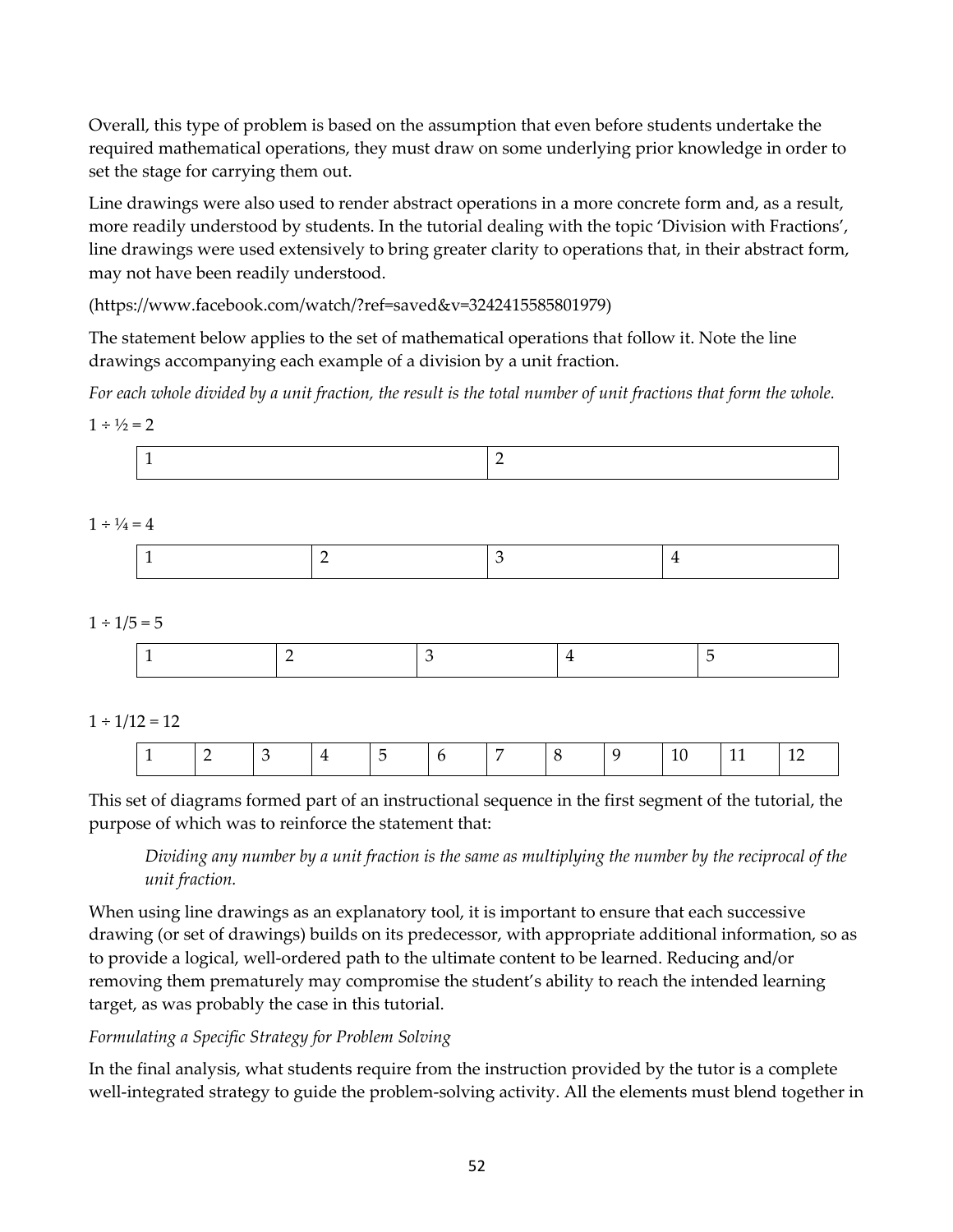Overall, this type of problem is based on the assumption that even before students undertake the required mathematical operations, they must draw on some underlying prior knowledge in order to set the stage for carrying them out.

Line drawings were also used to render abstract operations in a more concrete form and, as a result, more readily understood by students. In the tutorial dealing with the topic 'Division with Fractions', line drawings were used extensively to bring greater clarity to operations that, in their abstract form, may not have been readily understood.

(https://www.facebook.com/watch/?ref=saved&v=3242415585801979)

The statement below applies to the set of mathematical operations that follow it. Note the line drawings accompanying each example of a division by a unit fraction.

*For each whole divided by a unit fraction, the result is the total number of unit fractions that form the whole.*

$1 \div ½ = 2$

| | |
|---|---|
| 1 | 2 |

$1 \div ¼ = 4$

| | | | |
|---|---|---|---|
| 1 | 2 | 3 | 4 |

$1 \div 1/5 = 5$

| | | | | |
|---|---|---|---|---|
| 1 | 2 | 3 | 4 | 5 |

$1 \div 1/12 = 12$

| | | | | | | | | | | | |
|---|---|---|---|---|---|---|---|---|---|---|---|
| 1 | 2 | 3 | 4 | 5 | 6 | 7 | 8 | 9 | 10 | 11 | 12 |

This set of diagrams formed part of an instructional sequence in the first segment of the tutorial, the purpose of which was to reinforce the statement that:

> *Dividing any number by a unit fraction is the same as multiplying the number by the reciprocal of the unit fraction.*

When using line drawings as an explanatory tool, it is important to ensure that each successive drawing (or set of drawings) builds on its predecessor, with appropriate additional information, so as to provide a logical, well-ordered path to the ultimate content to be learned. Reducing and/or removing them prematurely may compromise the student's ability to reach the intended learning target, as was probably the case in this tutorial.

*Formulating a Specific Strategy for Problem Solving*

In the final analysis, what students require from the instruction provided by the tutor is a complete well-integrated strategy to guide the problem-solving activity. All the elements must blend together in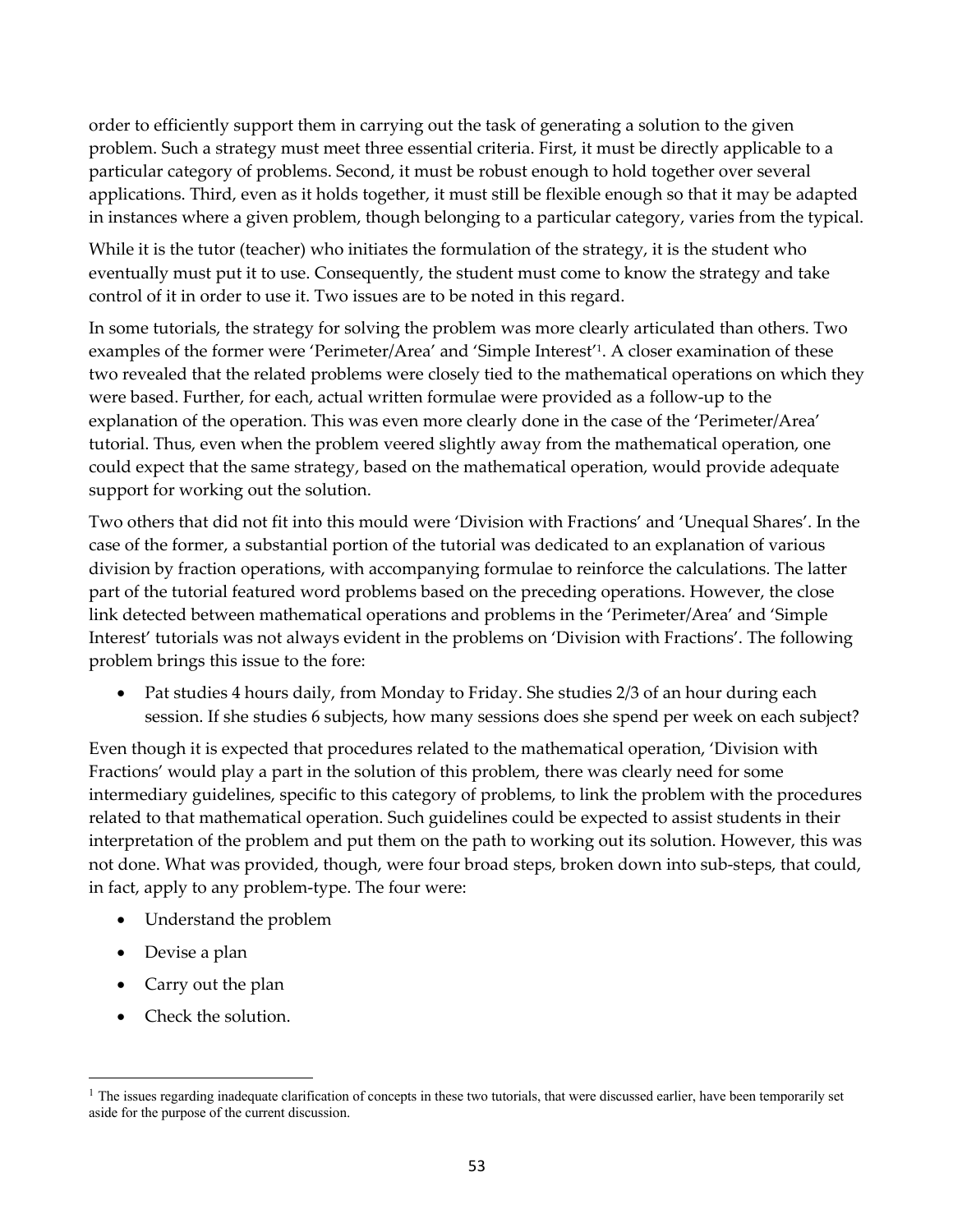order to efficiently support them in carrying out the task of generating a solution to the given problem. Such a strategy must meet three essential criteria. First, it must be directly applicable to a particular category of problems. Second, it must be robust enough to hold together over several applications. Third, even as it holds together, it must still be flexible enough so that it may be adapted in instances where a given problem, though belonging to a particular category, varies from the typical.

While it is the tutor (teacher) who initiates the formulation of the strategy, it is the student who eventually must put it to use. Consequently, the student must come to know the strategy and take control of it in order to use it. Two issues are to be noted in this regard.

In some tutorials, the strategy for solving the problem was more clearly articulated than others. Two examples of the former were 'Perimeter/Area' and 'Simple Interest'[1]. A closer examination of these two revealed that the related problems were closely tied to the mathematical operations on which they were based. Further, for each, actual written formulae were provided as a follow-up to the explanation of the operation. This was even more clearly done in the case of the 'Perimeter/Area' tutorial. Thus, even when the problem veered slightly away from the mathematical operation, one could expect that the same strategy, based on the mathematical operation, would provide adequate support for working out the solution.

Two others that did not fit into this mould were 'Division with Fractions' and 'Unequal Shares'. In the case of the former, a substantial portion of the tutorial was dedicated to an explanation of various division by fraction operations, with accompanying formulae to reinforce the calculations. The latter part of the tutorial featured word problems based on the preceding operations. However, the close link detected between mathematical operations and problems in the 'Perimeter/Area' and 'Simple Interest' tutorials was not always evident in the problems on 'Division with Fractions'. The following problem brings this issue to the fore:

- Pat studies 4 hours daily, from Monday to Friday. She studies 2/3 of an hour during each session. If she studies 6 subjects, how many sessions does she spend per week on each subject?

Even though it is expected that procedures related to the mathematical operation, 'Division with Fractions' would play a part in the solution of this problem, there was clearly need for some intermediary guidelines, specific to this category of problems, to link the problem with the procedures related to that mathematical operation. Such guidelines could be expected to assist students in their interpretation of the problem and put them on the path to working out its solution. However, this was not done. What was provided, though, were four broad steps, broken down into sub-steps, that could, in fact, apply to any problem-type. The four were:

- Understand the problem
- Devise a plan
- Carry out the plan
- Check the solution.

[1] The issues regarding inadequate clarification of concepts in these two tutorials, that were discussed earlier, have been temporarily set aside for the purpose of the current discussion.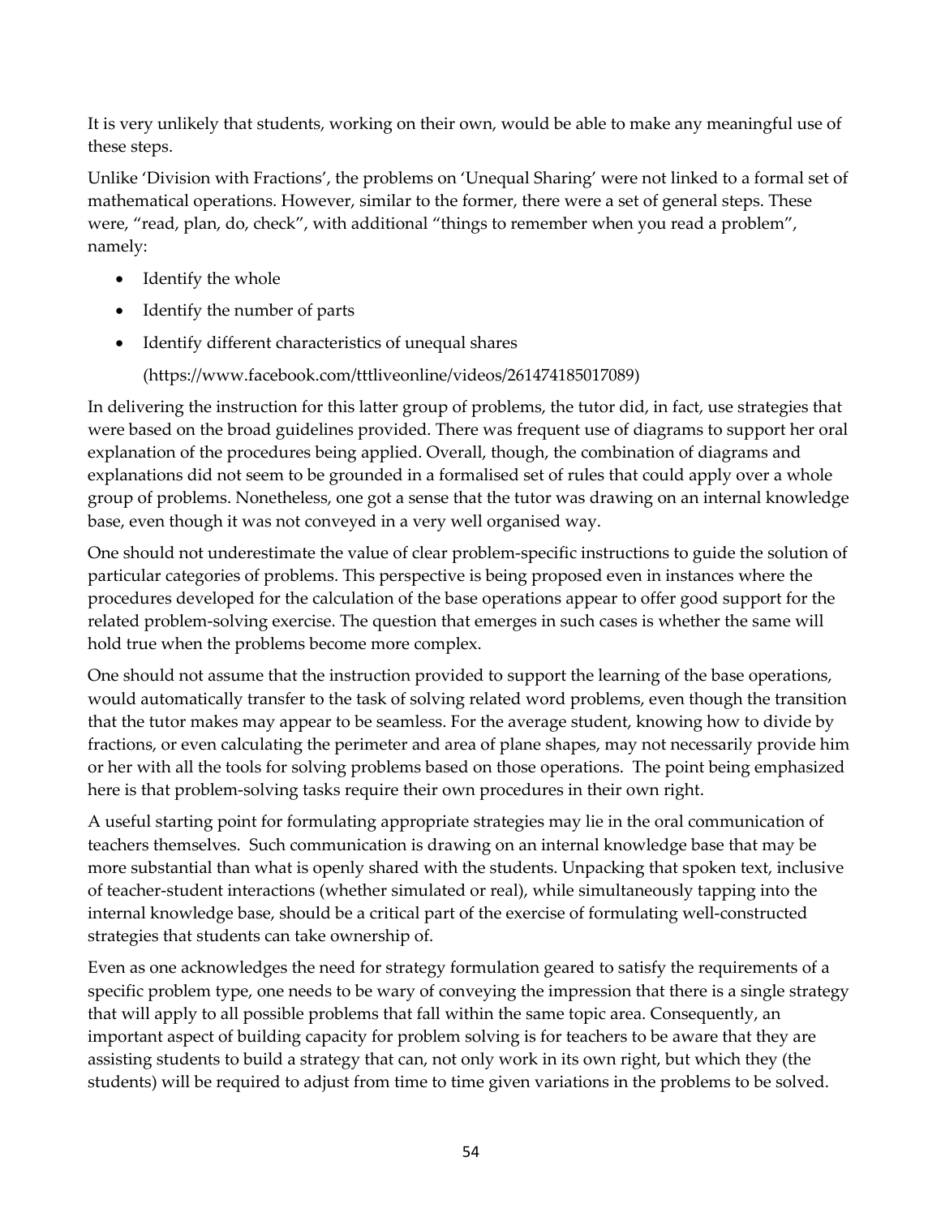It is very unlikely that students, working on their own, would be able to make any meaningful use of these steps.

Unlike 'Division with Fractions', the problems on 'Unequal Sharing' were not linked to a formal set of mathematical operations. However, similar to the former, there were a set of general steps. These were, "read, plan, do, check", with additional "things to remember when you read a problem", namely:

- Identify the whole
- Identify the number of parts
- Identify different characteristics of unequal shares

  (https://www.facebook.com/tttliveonline/videos/261474185017089)

In delivering the instruction for this latter group of problems, the tutor did, in fact, use strategies that were based on the broad guidelines provided. There was frequent use of diagrams to support her oral explanation of the procedures being applied. Overall, though, the combination of diagrams and explanations did not seem to be grounded in a formalised set of rules that could apply over a whole group of problems. Nonetheless, one got a sense that the tutor was drawing on an internal knowledge base, even though it was not conveyed in a very well organised way.

One should not underestimate the value of clear problem-specific instructions to guide the solution of particular categories of problems. This perspective is being proposed even in instances where the procedures developed for the calculation of the base operations appear to offer good support for the related problem-solving exercise. The question that emerges in such cases is whether the same will hold true when the problems become more complex.

One should not assume that the instruction provided to support the learning of the base operations, would automatically transfer to the task of solving related word problems, even though the transition that the tutor makes may appear to be seamless. For the average student, knowing how to divide by fractions, or even calculating the perimeter and area of plane shapes, may not necessarily provide him or her with all the tools for solving problems based on those operations. The point being emphasized here is that problem-solving tasks require their own procedures in their own right.

A useful starting point for formulating appropriate strategies may lie in the oral communication of teachers themselves. Such communication is drawing on an internal knowledge base that may be more substantial than what is openly shared with the students. Unpacking that spoken text, inclusive of teacher-student interactions (whether simulated or real), while simultaneously tapping into the internal knowledge base, should be a critical part of the exercise of formulating well-constructed strategies that students can take ownership of.

Even as one acknowledges the need for strategy formulation geared to satisfy the requirements of a specific problem type, one needs to be wary of conveying the impression that there is a single strategy that will apply to all possible problems that fall within the same topic area. Consequently, an important aspect of building capacity for problem solving is for teachers to be aware that they are assisting students to build a strategy that can, not only work in its own right, but which they (the students) will be required to adjust from time to time given variations in the problems to be solved.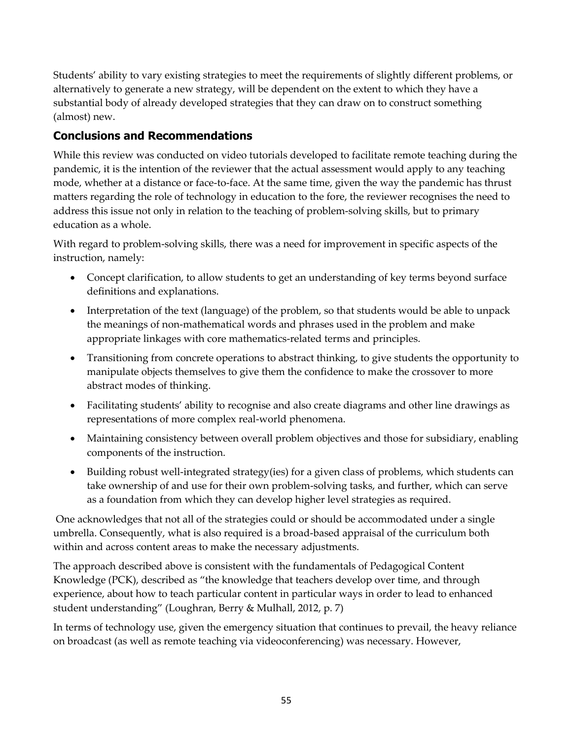Students' ability to vary existing strategies to meet the requirements of slightly different problems, or alternatively to generate a new strategy, will be dependent on the extent to which they have a substantial body of already developed strategies that they can draw on to construct something (almost) new.

## Conclusions and Recommendations

While this review was conducted on video tutorials developed to facilitate remote teaching during the pandemic, it is the intention of the reviewer that the actual assessment would apply to any teaching mode, whether at a distance or face-to-face. At the same time, given the way the pandemic has thrust matters regarding the role of technology in education to the fore, the reviewer recognises the need to address this issue not only in relation to the teaching of problem-solving skills, but to primary education as a whole.

With regard to problem-solving skills, there was a need for improvement in specific aspects of the instruction, namely:

- Concept clarification, to allow students to get an understanding of key terms beyond surface definitions and explanations.
- Interpretation of the text (language) of the problem, so that students would be able to unpack the meanings of non-mathematical words and phrases used in the problem and make appropriate linkages with core mathematics-related terms and principles.
- Transitioning from concrete operations to abstract thinking, to give students the opportunity to manipulate objects themselves to give them the confidence to make the crossover to more abstract modes of thinking.
- Facilitating students' ability to recognise and also create diagrams and other line drawings as representations of more complex real-world phenomena.
- Maintaining consistency between overall problem objectives and those for subsidiary, enabling components of the instruction.
- Building robust well-integrated strategy(ies) for a given class of problems, which students can take ownership of and use for their own problem-solving tasks, and further, which can serve as a foundation from which they can develop higher level strategies as required.

One acknowledges that not all of the strategies could or should be accommodated under a single umbrella. Consequently, what is also required is a broad-based appraisal of the curriculum both within and across content areas to make the necessary adjustments.

The approach described above is consistent with the fundamentals of Pedagogical Content Knowledge (PCK), described as "the knowledge that teachers develop over time, and through experience, about how to teach particular content in particular ways in order to lead to enhanced student understanding" (Loughran, Berry & Mulhall, 2012, p. 7)

In terms of technology use, given the emergency situation that continues to prevail, the heavy reliance on broadcast (as well as remote teaching via videoconferencing) was necessary. However,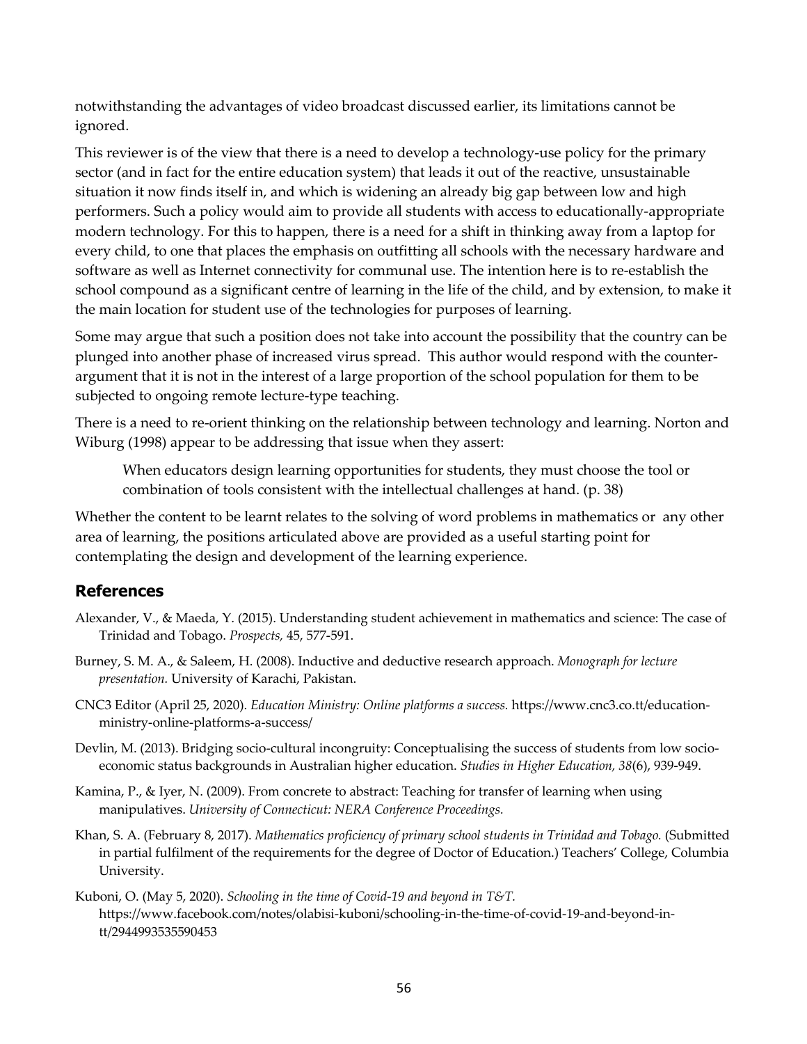notwithstanding the advantages of video broadcast discussed earlier, its limitations cannot be ignored.

This reviewer is of the view that there is a need to develop a technology-use policy for the primary sector (and in fact for the entire education system) that leads it out of the reactive, unsustainable situation it now finds itself in, and which is widening an already big gap between low and high performers. Such a policy would aim to provide all students with access to educationally-appropriate modern technology. For this to happen, there is a need for a shift in thinking away from a laptop for every child, to one that places the emphasis on outfitting all schools with the necessary hardware and software as well as Internet connectivity for communal use. The intention here is to re-establish the school compound as a significant centre of learning in the life of the child, and by extension, to make it the main location for student use of the technologies for purposes of learning.

Some may argue that such a position does not take into account the possibility that the country can be plunged into another phase of increased virus spread. This author would respond with the counter-argument that it is not in the interest of a large proportion of the school population for them to be subjected to ongoing remote lecture-type teaching.

There is a need to re-orient thinking on the relationship between technology and learning. Norton and Wiburg (1998) appear to be addressing that issue when they assert:

> When educators design learning opportunities for students, they must choose the tool or combination of tools consistent with the intellectual challenges at hand. (p. 38)

Whether the content to be learnt relates to the solving of word problems in mathematics or any other area of learning, the positions articulated above are provided as a useful starting point for contemplating the design and development of the learning experience.

## References

Alexander, V., & Maeda, Y. (2015). Understanding student achievement in mathematics and science: The case of Trinidad and Tobago. *Prospects,* 45, 577-591.

Burney, S. M. A., & Saleem, H. (2008). Inductive and deductive research approach. *Monograph for lecture presentation.* University of Karachi, Pakistan.

CNC3 Editor (April 25, 2020). *Education Ministry: Online platforms a success.* https://www.cnc3.co.tt/education-ministry-online-platforms-a-success/

Devlin, M. (2013). Bridging socio-cultural incongruity: Conceptualising the success of students from low socio-economic status backgrounds in Australian higher education. *Studies in Higher Education, 38*(6), 939-949.

Kamina, P., & Iyer, N. (2009). From concrete to abstract: Teaching for transfer of learning when using manipulatives. *University of Connecticut: NERA Conference Proceedings.*

Khan, S. A. (February 8, 2017). *Mathematics proficiency of primary school students in Trinidad and Tobago.* (Submitted in partial fulfilment of the requirements for the degree of Doctor of Education.) Teachers' College, Columbia University.

Kuboni, O. (May 5, 2020). *Schooling in the time of Covid-19 and beyond in T&T.* https://www.facebook.com/notes/olabisi-kuboni/schooling-in-the-time-of-covid-19-and-beyond-in-tt/2944993535590453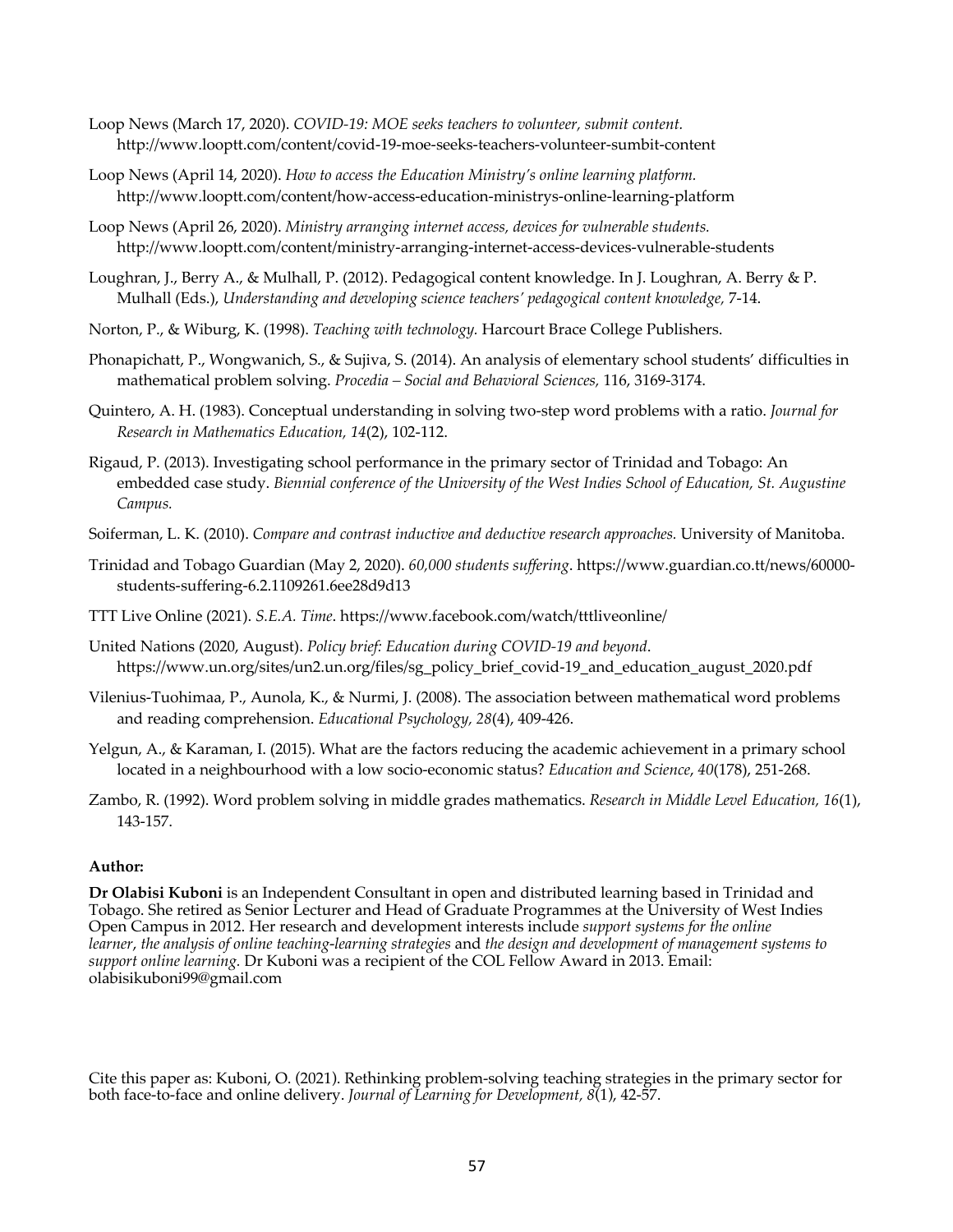Loop News (March 17, 2020). *COVID-19: MOE seeks teachers to volunteer, submit content.* http://www.looptt.com/content/covid-19-moe-seeks-teachers-volunteer-sumbit-content

Loop News (April 14, 2020). *How to access the Education Ministry's online learning platform.* http://www.looptt.com/content/how-access-education-ministrys-online-learning-platform

Loop News (April 26, 2020). *Ministry arranging internet access, devices for vulnerable students.* http://www.looptt.com/content/ministry-arranging-internet-access-devices-vulnerable-students

Loughran, J., Berry A., & Mulhall, P. (2012). Pedagogical content knowledge. In J. Loughran, A. Berry & P. Mulhall (Eds.), *Understanding and developing science teachers' pedagogical content knowledge,* 7-14.

Norton, P., & Wiburg, K. (1998). *Teaching with technology.* Harcourt Brace College Publishers.

Phonapichatt, P., Wongwanich, S., & Sujiva, S. (2014). An analysis of elementary school students' difficulties in mathematical problem solving. *Procedia – Social and Behavioral Sciences,* 116, 3169-3174.

Quintero, A. H. (1983). Conceptual understanding in solving two-step word problems with a ratio. *Journal for Research in Mathematics Education, 14*(2), 102-112.

Rigaud, P. (2013). Investigating school performance in the primary sector of Trinidad and Tobago: An embedded case study. *Biennial conference of the University of the West Indies School of Education, St. Augustine Campus.*

Soiferman, L. K. (2010). *Compare and contrast inductive and deductive research approaches.* University of Manitoba.

Trinidad and Tobago Guardian (May 2, 2020). *60,000 students suffering*. https://www.guardian.co.tt/news/60000-students-suffering-6.2.1109261.6ee28d9d13

TTT Live Online (2021). *S.E.A. Time*. https://www.facebook.com/watch/tttliveonline/

United Nations (2020, August). *Policy brief: Education during COVID-19 and beyond*. https://www.un.org/sites/un2.un.org/files/sg_policy_brief_covid-19_and_education_august_2020.pdf

Vilenius-Tuohimaa, P., Aunola, K., & Nurmi, J. (2008). The association between mathematical word problems and reading comprehension. *Educational Psychology, 28*(4), 409-426.

Yelgun, A., & Karaman, I. (2015). What are the factors reducing the academic achievement in a primary school located in a neighbourhood with a low socio-economic status? *Education and Science*, *40*(178), 251-268.

Zambo, R. (1992). Word problem solving in middle grades mathematics. *Research in Middle Level Education, 16*(1), 143-157.

**Author:**

**Dr Olabisi Kuboni** is an Independent Consultant in open and distributed learning based in Trinidad and Tobago. She retired as Senior Lecturer and Head of Graduate Programmes at the University of West Indies Open Campus in 2012. Her research and development interests include *support systems for the online learner*, *the analysis of online teaching-learning strategies* and *the design and development of management systems to support online learning.* Dr Kuboni was a recipient of the COL Fellow Award in 2013. Email: olabisikuboni99@gmail.com

Cite this paper as: Kuboni, O. (2021). Rethinking problem-solving teaching strategies in the primary sector for both face-to-face and online delivery. *Journal of Learning for Development, 8*(1), 42-57.